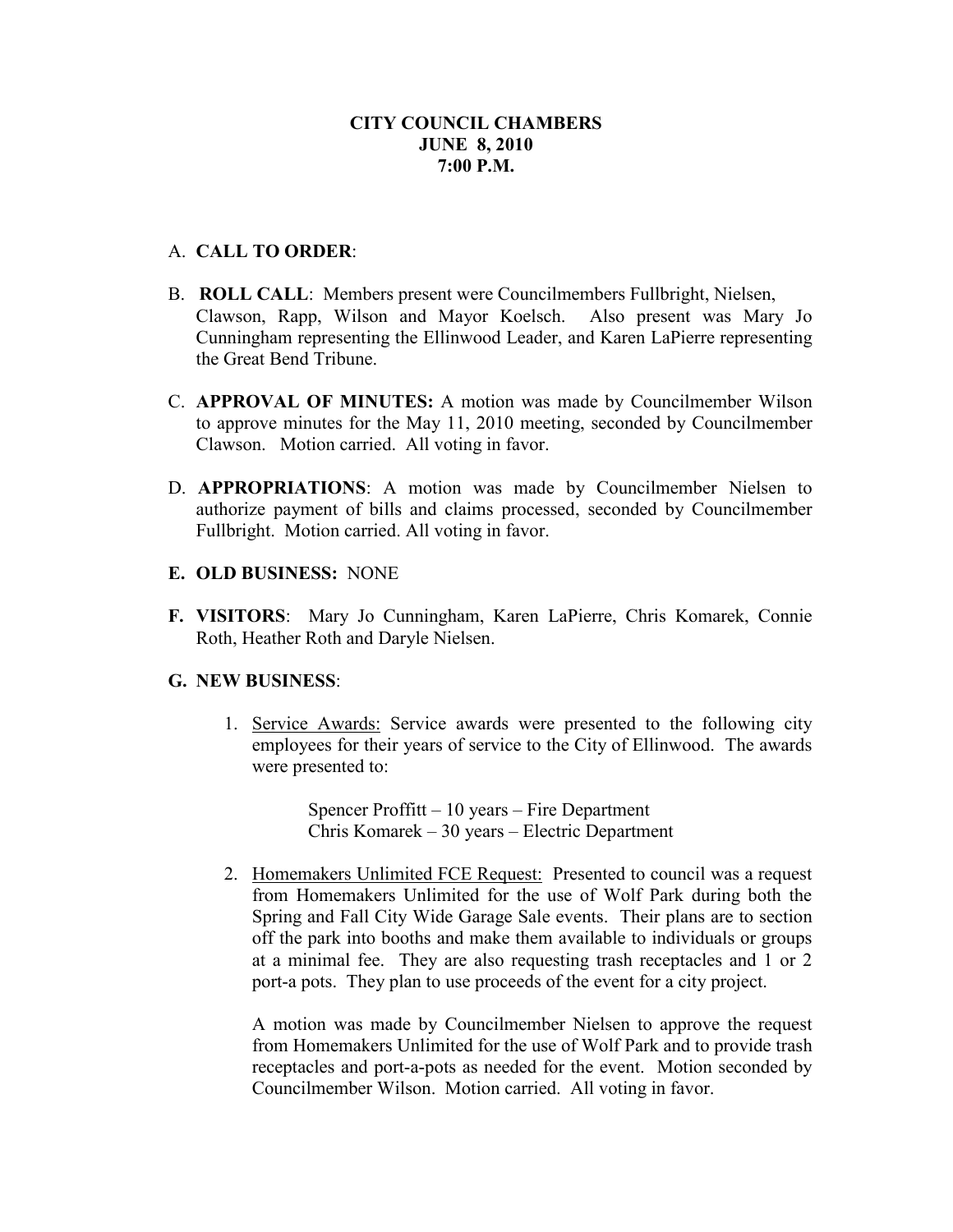**CITY COUNCIL CHAMBERS**
**JUNE 8, 2010**
**7:00 P.M.**

A. **CALL TO ORDER**:

B. **ROLL CALL**: Members present were Councilmembers Fullbright, Nielsen, Clawson, Rapp, Wilson and Mayor Koelsch. Also present was Mary Jo Cunningham representing the Ellinwood Leader, and Karen LaPierre representing the Great Bend Tribune.

C. **APPROVAL OF MINUTES:** A motion was made by Councilmember Wilson to approve minutes for the May 11, 2010 meeting, seconded by Councilmember Clawson. Motion carried. All voting in favor.

D. **APPROPRIATIONS**: A motion was made by Councilmember Nielsen to authorize payment of bills and claims processed, seconded by Councilmember Fullbright. Motion carried. All voting in favor.

**E. OLD BUSINESS:** NONE

**F. VISITORS**: Mary Jo Cunningham, Karen LaPierre, Chris Komarek, Connie Roth, Heather Roth and Daryle Nielsen.

**G. NEW BUSINESS**:

1. Service Awards: Service awards were presented to the following city employees for their years of service to the City of Ellinwood. The awards were presented to:

   Spencer Proffitt – 10 years – Fire Department
   Chris Komarek – 30 years – Electric Department

2. Homemakers Unlimited FCE Request: Presented to council was a request from Homemakers Unlimited for the use of Wolf Park during both the Spring and Fall City Wide Garage Sale events. Their plans are to section off the park into booths and make them available to individuals or groups at a minimal fee. They are also requesting trash receptacles and 1 or 2 port-a pots. They plan to use proceeds of the event for a city project.

   A motion was made by Councilmember Nielsen to approve the request from Homemakers Unlimited for the use of Wolf Park and to provide trash receptacles and port-a-pots as needed for the event. Motion seconded by Councilmember Wilson. Motion carried. All voting in favor.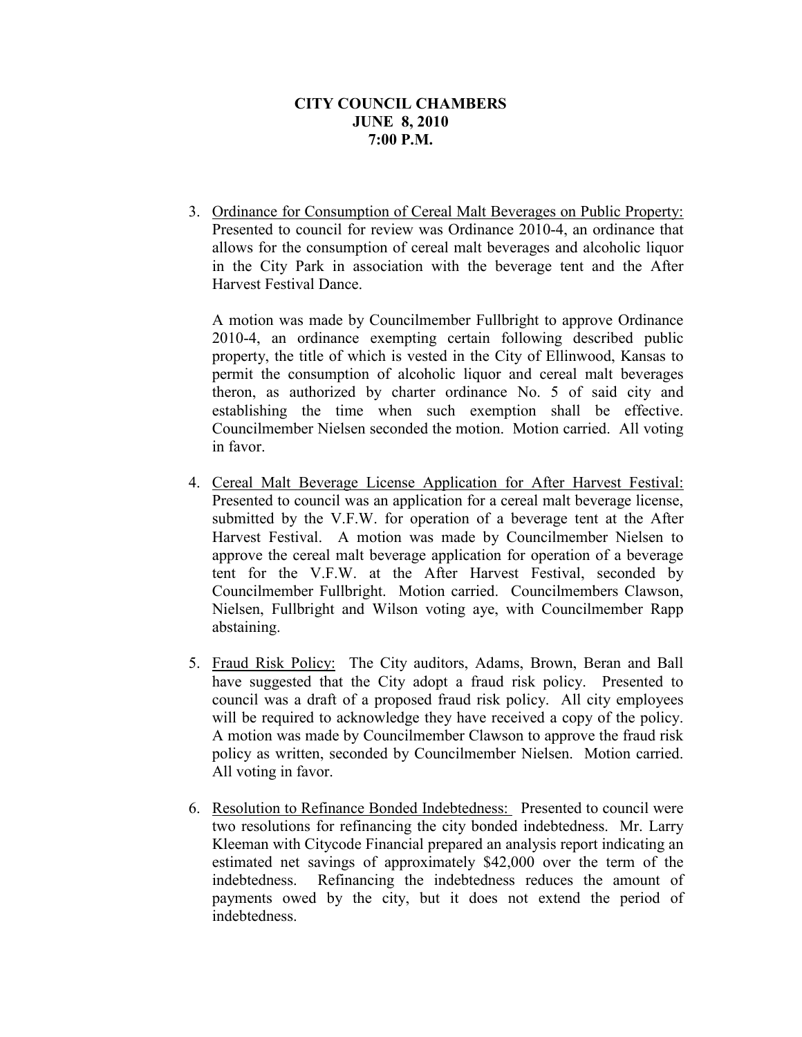**CITY COUNCIL CHAMBERS**
**JUNE 8, 2010**
**7:00 P.M.**

3. Ordinance for Consumption of Cereal Malt Beverages on Public Property: Presented to council for review was Ordinance 2010-4, an ordinance that allows for the consumption of cereal malt beverages and alcoholic liquor in the City Park in association with the beverage tent and the After Harvest Festival Dance.

   A motion was made by Councilmember Fullbright to approve Ordinance 2010-4, an ordinance exempting certain following described public property, the title of which is vested in the City of Ellinwood, Kansas to permit the consumption of alcoholic liquor and cereal malt beverages theron, as authorized by charter ordinance No. 5 of said city and establishing the time when such exemption shall be effective. Councilmember Nielsen seconded the motion. Motion carried. All voting in favor.

4. Cereal Malt Beverage License Application for After Harvest Festival: Presented to council was an application for a cereal malt beverage license, submitted by the V.F.W. for operation of a beverage tent at the After Harvest Festival. A motion was made by Councilmember Nielsen to approve the cereal malt beverage application for operation of a beverage tent for the V.F.W. at the After Harvest Festival, seconded by Councilmember Fullbright. Motion carried. Councilmembers Clawson, Nielsen, Fullbright and Wilson voting aye, with Councilmember Rapp abstaining.

5. Fraud Risk Policy: The City auditors, Adams, Brown, Beran and Ball have suggested that the City adopt a fraud risk policy. Presented to council was a draft of a proposed fraud risk policy. All city employees will be required to acknowledge they have received a copy of the policy. A motion was made by Councilmember Clawson to approve the fraud risk policy as written, seconded by Councilmember Nielsen. Motion carried. All voting in favor.

6. Resolution to Refinance Bonded Indebtedness: Presented to council were two resolutions for refinancing the city bonded indebtedness. Mr. Larry Kleeman with Citycode Financial prepared an analysis report indicating an estimated net savings of approximately $42,000 over the term of the indebtedness. Refinancing the indebtedness reduces the amount of payments owed by the city, but it does not extend the period of indebtedness.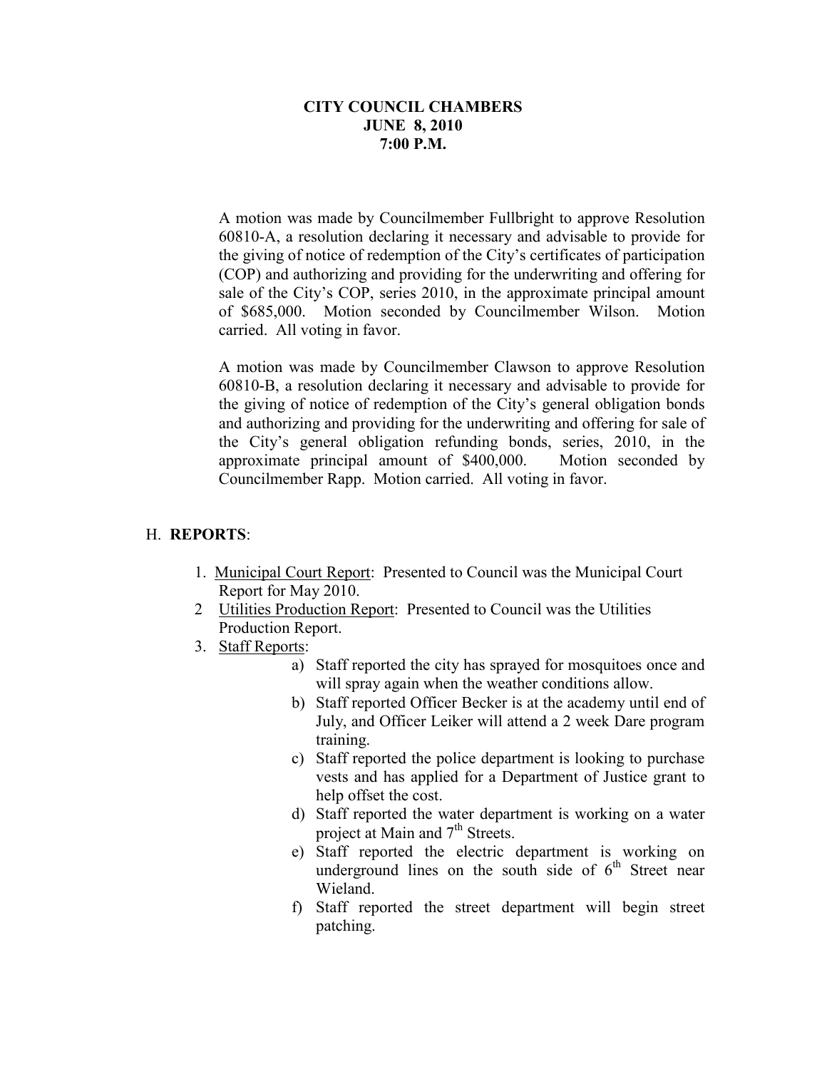**CITY COUNCIL CHAMBERS**
**JUNE 8, 2010**
**7:00 P.M.**

A motion was made by Councilmember Fullbright to approve Resolution 60810-A, a resolution declaring it necessary and advisable to provide for the giving of notice of redemption of the City's certificates of participation (COP) and authorizing and providing for the underwriting and offering for sale of the City's COP, series 2010, in the approximate principal amount of $685,000. Motion seconded by Councilmember Wilson. Motion carried. All voting in favor.

A motion was made by Councilmember Clawson to approve Resolution 60810-B, a resolution declaring it necessary and advisable to provide for the giving of notice of redemption of the City's general obligation bonds and authorizing and providing for the underwriting and offering for sale of the City's general obligation refunding bonds, series, 2010, in the approximate principal amount of $400,000. Motion seconded by Councilmember Rapp. Motion carried. All voting in favor.

H. **REPORTS**:

1. Municipal Court Report: Presented to Council was the Municipal Court Report for May 2010.
2. Utilities Production Report: Presented to Council was the Utilities Production Report.
3. Staff Reports:
   a) Staff reported the city has sprayed for mosquitoes once and will spray again when the weather conditions allow.
   b) Staff reported Officer Becker is at the academy until end of July, and Officer Leiker will attend a 2 week Dare program training.
   c) Staff reported the police department is looking to purchase vests and has applied for a Department of Justice grant to help offset the cost.
   d) Staff reported the water department is working on a water project at Main and 7th Streets.
   e) Staff reported the electric department is working on underground lines on the south side of 6th Street near Wieland.
   f) Staff reported the street department will begin street patching.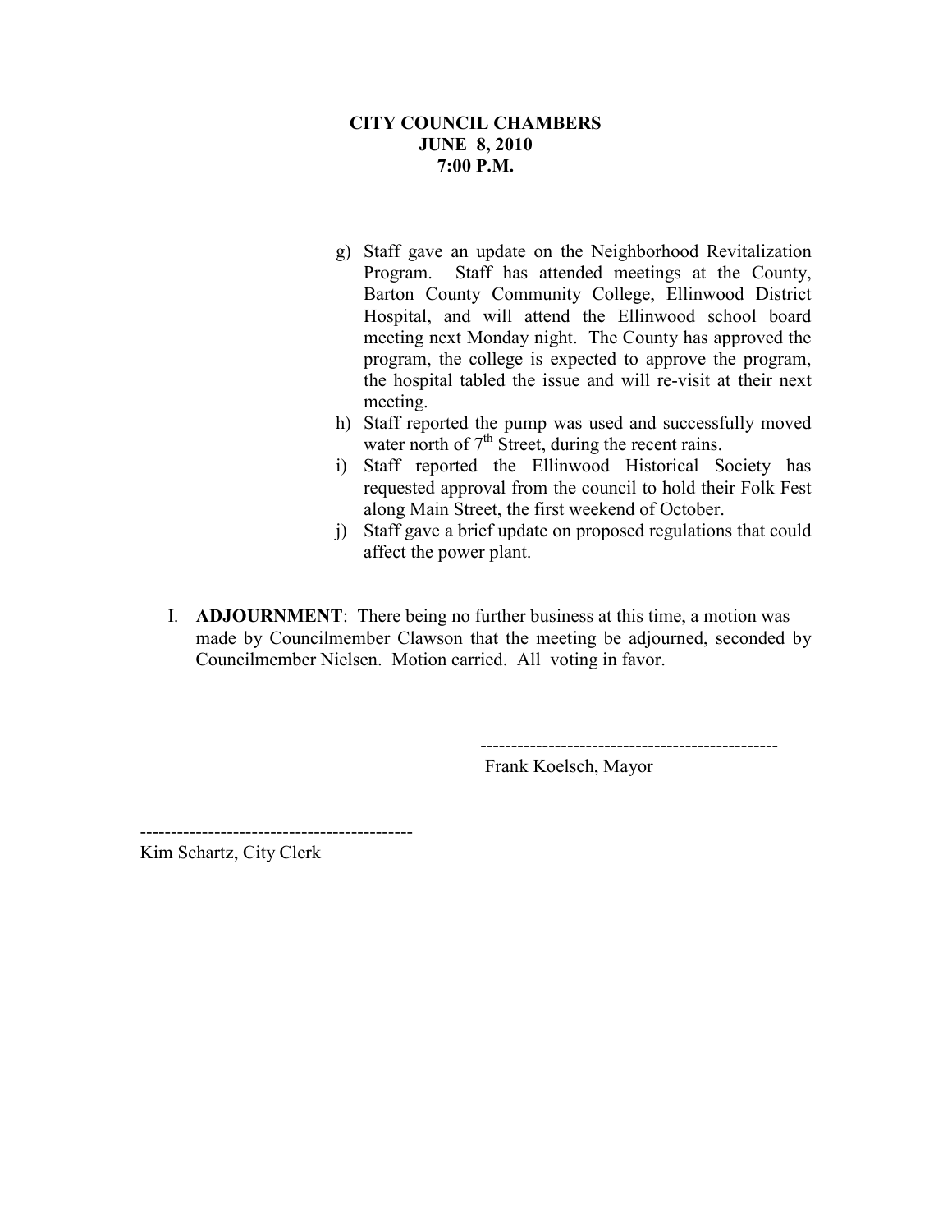**CITY COUNCIL CHAMBERS**
**JUNE 8, 2010**
**7:00 P.M.**

g) Staff gave an update on the Neighborhood Revitalization Program. Staff has attended meetings at the County, Barton County Community College, Ellinwood District Hospital, and will attend the Ellinwood school board meeting next Monday night. The County has approved the program, the college is expected to approve the program, the hospital tabled the issue and will re-visit at their next meeting.

h) Staff reported the pump was used and successfully moved water north of 7th Street, during the recent rains.

i) Staff reported the Ellinwood Historical Society has requested approval from the council to hold their Folk Fest along Main Street, the first weekend of October.

j) Staff gave a brief update on proposed regulations that could affect the power plant.

I. **ADJOURNMENT**: There being no further business at this time, a motion was made by Councilmember Clawson that the meeting be adjourned, seconded by Councilmember Nielsen. Motion carried. All voting in favor.

------------------------------------------------
Frank Koelsch, Mayor

--------------------------------------------
Kim Schartz, City Clerk